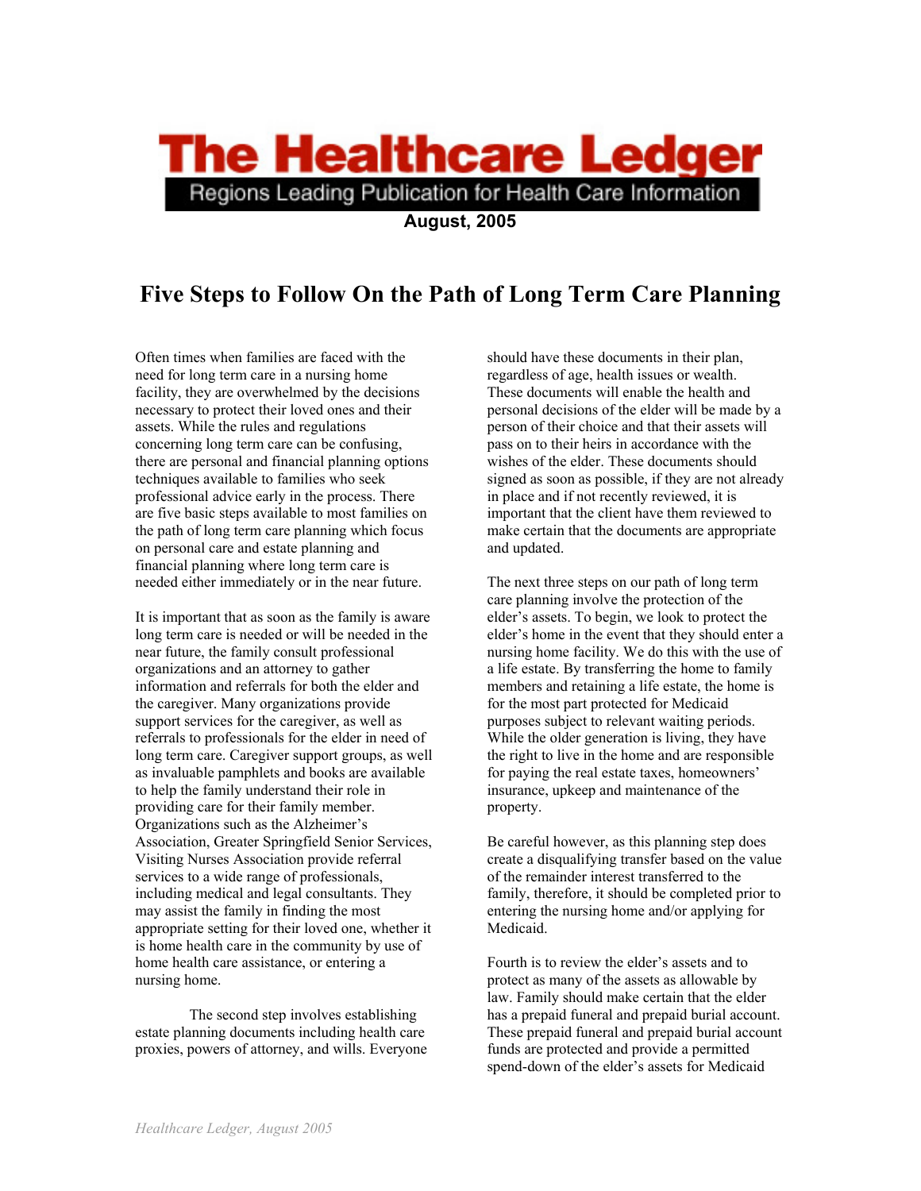# The Healthcare Ledger

Regions Leading Publication for Health Care Information

**August, 2005**

## Five Steps to Follow On the Path of Long Term Care Planning

Often times when families are faced with the need for long term care in a nursing home facility, they are overwhelmed by the decisions necessary to protect their loved ones and their assets. While the rules and regulations concerning long term care can be confusing, there are personal and financial planning options techniques available to families who seek professional advice early in the process. There are five basic steps available to most families on the path of long term care planning which focus on personal care and estate planning and financial planning where long term care is needed either immediately or in the near future.

It is important that as soon as the family is aware long term care is needed or will be needed in the near future, the family consult professional organizations and an attorney to gather information and referrals for both the elder and the caregiver. Many organizations provide support services for the caregiver, as well as referrals to professionals for the elder in need of long term care. Caregiver support groups, as well as invaluable pamphlets and books are available to help the family understand their role in providing care for their family member. Organizations such as the Alzheimer's Association, Greater Springfield Senior Services, Visiting Nurses Association provide referral services to a wide range of professionals, including medical and legal consultants. They may assist the family in finding the most appropriate setting for their loved one, whether it is home health care in the community by use of home health care assistance, or entering a nursing home.

The second step involves establishing estate planning documents including health care proxies, powers of attorney, and wills. Everyone should have these documents in their plan, regardless of age, health issues or wealth. These documents will enable the health and personal decisions of the elder will be made by a person of their choice and that their assets will pass on to their heirs in accordance with the wishes of the elder. These documents should signed as soon as possible, if they are not already in place and if not recently reviewed, it is important that the client have them reviewed to make certain that the documents are appropriate and updated.

The next three steps on our path of long term care planning involve the protection of the elder's assets. To begin, we look to protect the elder's home in the event that they should enter a nursing home facility. We do this with the use of a life estate. By transferring the home to family members and retaining a life estate, the home is for the most part protected for Medicaid purposes subject to relevant waiting periods. While the older generation is living, they have the right to live in the home and are responsible for paying the real estate taxes, homeowners' insurance, upkeep and maintenance of the property.

Be careful however, as this planning step does create a disqualifying transfer based on the value of the remainder interest transferred to the family, therefore, it should be completed prior to entering the nursing home and/or applying for Medicaid.

Fourth is to review the elder's assets and to protect as many of the assets as allowable by law. Family should make certain that the elder has a prepaid funeral and prepaid burial account. These prepaid funeral and prepaid burial account funds are protected and provide a permitted spend-down of the elder's assets for Medicaid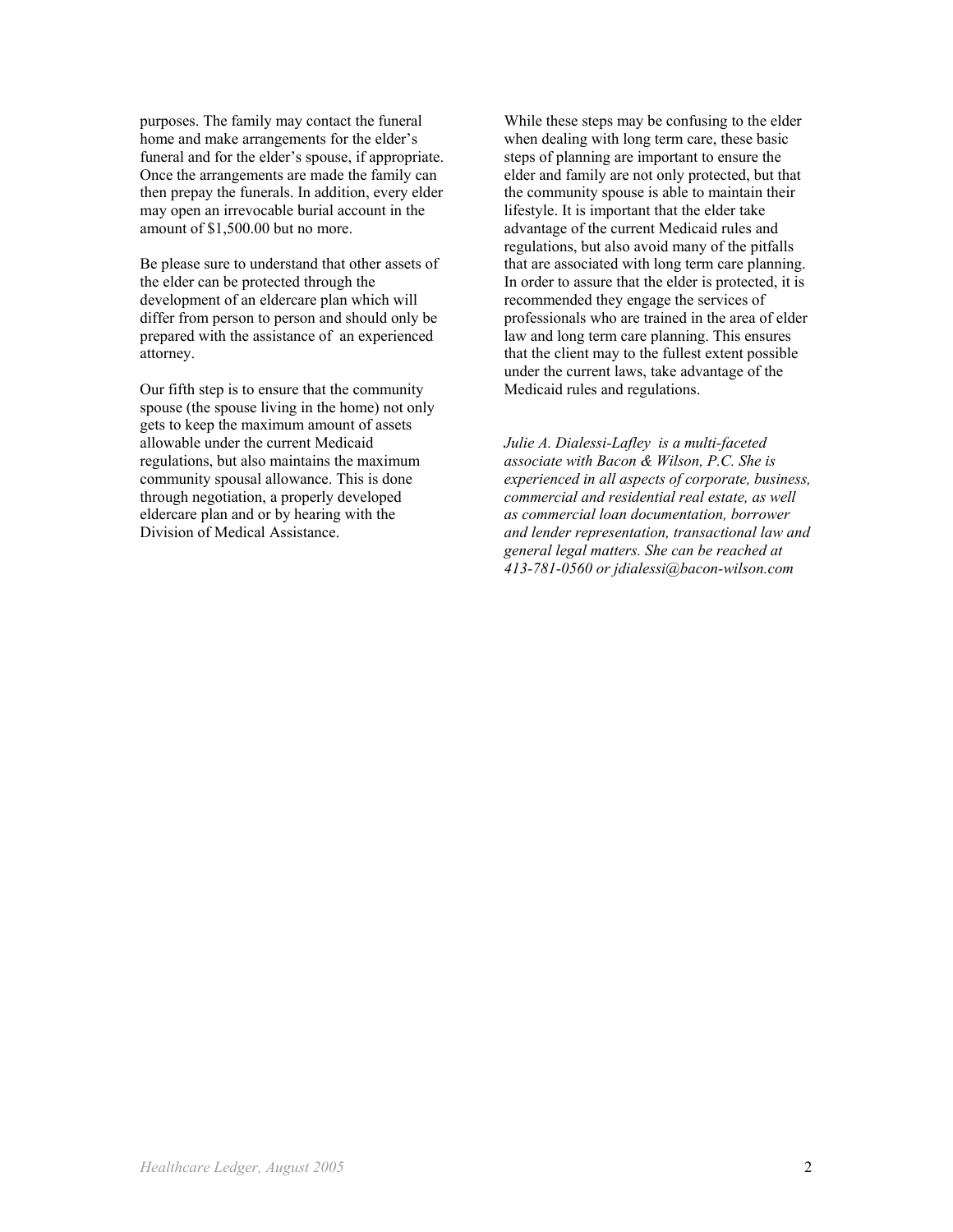purposes. The family may contact the funeral home and make arrangements for the elder's funeral and for the elder's spouse, if appropriate. Once the arrangements are made the family can then prepay the funerals. In addition, every elder may open an irrevocable burial account in the amount of $1,500.00 but no more.

Be please sure to understand that other assets of the elder can be protected through the development of an eldercare plan which will differ from person to person and should only be prepared with the assistance of an experienced attorney.

Our fifth step is to ensure that the community spouse (the spouse living in the home) not only gets to keep the maximum amount of assets allowable under the current Medicaid regulations, but also maintains the maximum community spousal allowance. This is done through negotiation, a properly developed eldercare plan and or by hearing with the Division of Medical Assistance.

While these steps may be confusing to the elder when dealing with long term care, these basic steps of planning are important to ensure the elder and family are not only protected, but that the community spouse is able to maintain their lifestyle. It is important that the elder take advantage of the current Medicaid rules and regulations, but also avoid many of the pitfalls that are associated with long term care planning. In order to assure that the elder is protected, it is recommended they engage the services of professionals who are trained in the area of elder law and long term care planning. This ensures that the client may to the fullest extent possible under the current laws, take advantage of the Medicaid rules and regulations.

*Julie A. Dialessi-Lafley is a multi-faceted associate with Bacon & Wilson, P.C. She is experienced in all aspects of corporate, business, commercial and residential real estate, as well as commercial loan documentation, borrower and lender representation, transactional law and general legal matters. She can be reached at 413-781-0560 or jdialessi@bacon-wilson.com*